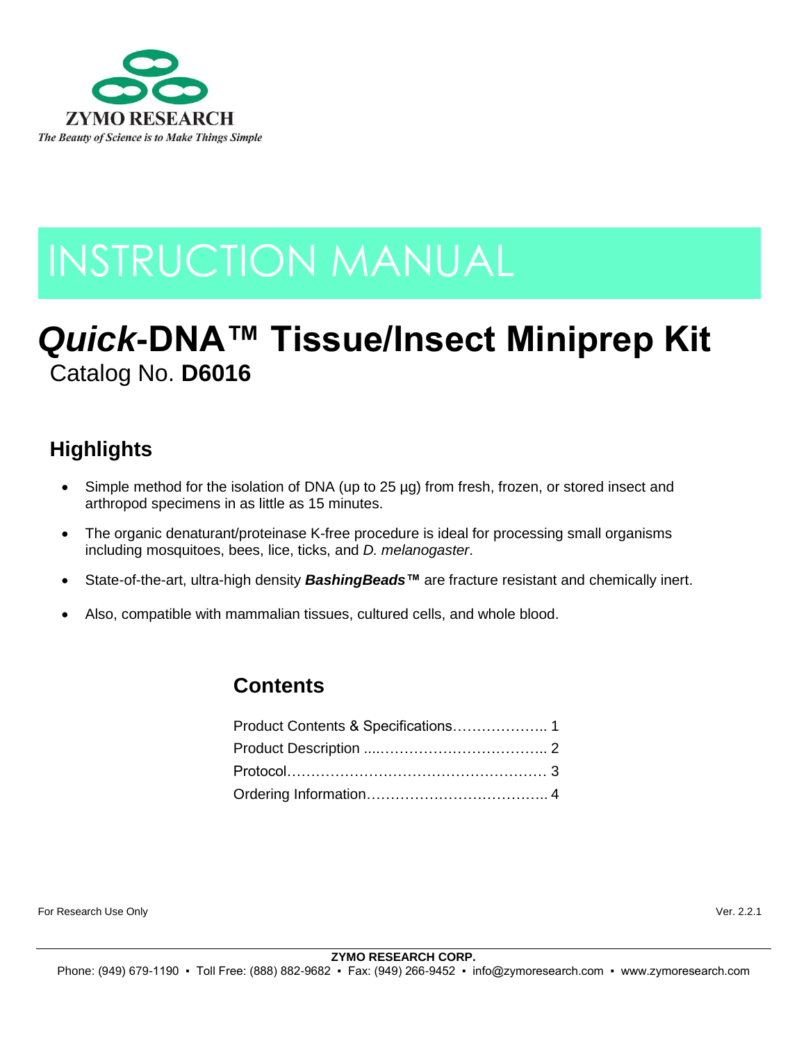ZYMO RESEARCH

*The Beauty of Science is to Make Things Simple*

# INSTRUCTION MANUAL

# *Quick*-DNA™ Tissue/Insect Miniprep Kit

Catalog No. **D6016**

## Highlights

- Simple method for the isolation of DNA (up to 25 µg) from fresh, frozen, or stored insect and arthropod specimens in as little as 15 minutes.
- The organic denaturant/proteinase K-free procedure is ideal for processing small organisms including mosquitoes, bees, lice, ticks, and *D. melanogaster*.
- State-of-the-art, ultra-high density ***BashingBeads™*** are fracture resistant and chemically inert.
- Also, compatible with mammalian tissues, cultured cells, and whole blood.

## Contents

Product Contents & Specifications……………….. 1
Product Description ....…………………………….. 2
Protocol……………………………………………… 3
Ordering Information……………………………….. 4

For Research Use Only

Ver. 2.2.1

**ZYMO RESEARCH CORP.**
Phone: (949) 679-1190 ▪ Toll Free: (888) 882-9682 ▪ Fax: (949) 266-9452 ▪ info@zymoresearch.com ▪ www.zymoresearch.com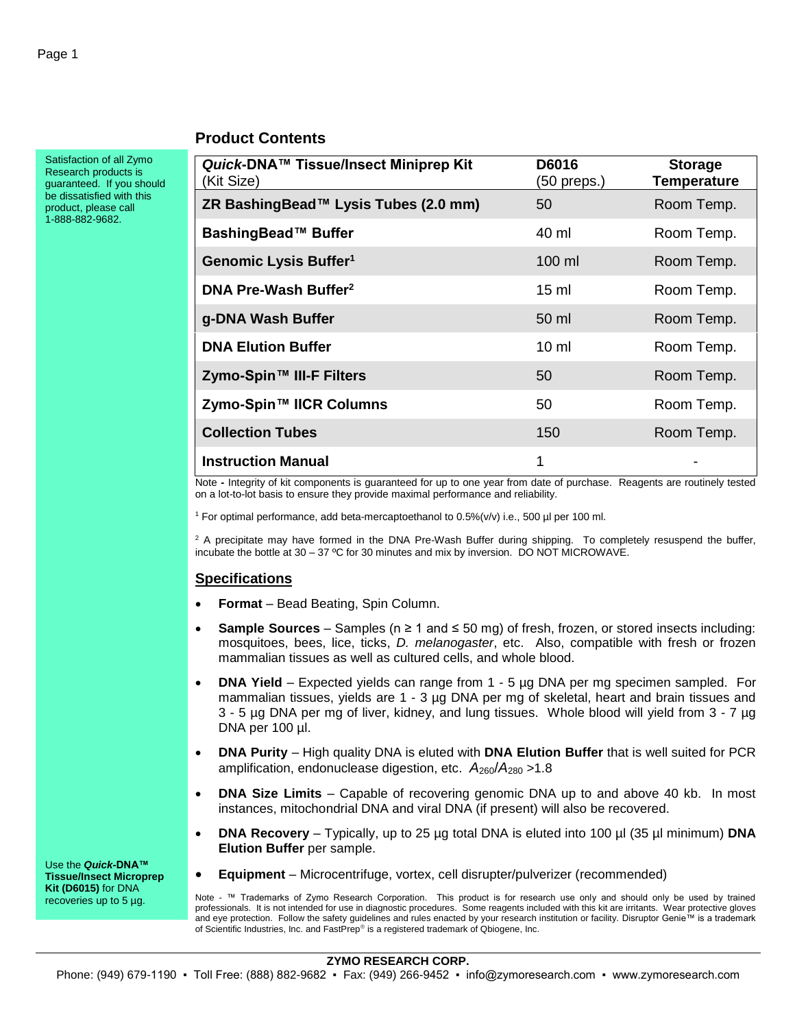Satisfaction of all Zymo Research products is guaranteed. If you should be dissatisfied with this product, please call 1-888-882-9682.

## Product Contents

| ***Quick*-DNA™ Tissue/Insect Miniprep Kit** (Kit Size) | **D6016** (50 preps.) | **Storage Temperature** |
|---|---|---|
| **ZR BashingBead™ Lysis Tubes (2.0 mm)** | 50 | Room Temp. |
| **BashingBead™ Buffer** | 40 ml | Room Temp. |
| **Genomic Lysis Buffer[1]** | 100 ml | Room Temp. |
| **DNA Pre-Wash Buffer[2]** | 15 ml | Room Temp. |
| **g-DNA Wash Buffer** | 50 ml | Room Temp. |
| **DNA Elution Buffer** | 10 ml | Room Temp. |
| **Zymo-Spin™ III-F Filters** | 50 | Room Temp. |
| **Zymo-Spin™ IICR Columns** | 50 | Room Temp. |
| **Collection Tubes** | 150 | Room Temp. |
| **Instruction Manual** | 1 | - |

Note - Integrity of kit components is guaranteed for up to one year from date of purchase. Reagents are routinely tested on a lot-to-lot basis to ensure they provide maximal performance and reliability.

[1] For optimal performance, add beta-mercaptoethanol to 0.5%(v/v) i.e., 500 µl per 100 ml.

[2] A precipitate may have formed in the DNA Pre-Wash Buffer during shipping. To completely resuspend the buffer, incubate the bottle at 30 – 37 ºC for 30 minutes and mix by inversion. DO NOT MICROWAVE.

## Specifications

- **Format** – Bead Beating, Spin Column.
- **Sample Sources** – Samples (n ≥ 1 and ≤ 50 mg) of fresh, frozen, or stored insects including: mosquitoes, bees, lice, ticks, *D. melanogaster*, etc. Also, compatible with fresh or frozen mammalian tissues as well as cultured cells, and whole blood.
- **DNA Yield** – Expected yields can range from 1 - 5 µg DNA per mg specimen sampled. For mammalian tissues, yields are 1 - 3 µg DNA per mg of skeletal, heart and brain tissues and 3 - 5 µg DNA per mg of liver, kidney, and lung tissues. Whole blood will yield from 3 - 7 µg DNA per 100 µl.
- **DNA Purity** – High quality DNA is eluted with **DNA Elution Buffer** that is well suited for PCR amplification, endonuclease digestion, etc. $A_{260}/A_{280}$ >1.8
- **DNA Size Limits** – Capable of recovering genomic DNA up to and above 40 kb. In most instances, mitochondrial DNA and viral DNA (if present) will also be recovered.
- **DNA Recovery** – Typically, up to 25 µg total DNA is eluted into 100 µl (35 µl minimum) **DNA Elution Buffer** per sample.
- **Equipment** – Microcentrifuge, vortex, cell disrupter/pulverizer (recommended)

Use the ***Quick*-DNA™ Tissue/Insect Microprep Kit (D6015)** for DNA recoveries up to 5 µg.

Note - ™ Trademarks of Zymo Research Corporation. This product is for research use only and should only be used by trained professionals. It is not intended for use in diagnostic procedures. Some reagents included with this kit are irritants. Wear protective gloves and eye protection. Follow the safety guidelines and rules enacted by your research institution or facility. Disruptor Genie™ is a trademark of Scientific Industries, Inc. and FastPrep® is a registered trademark of Qbiogene, Inc.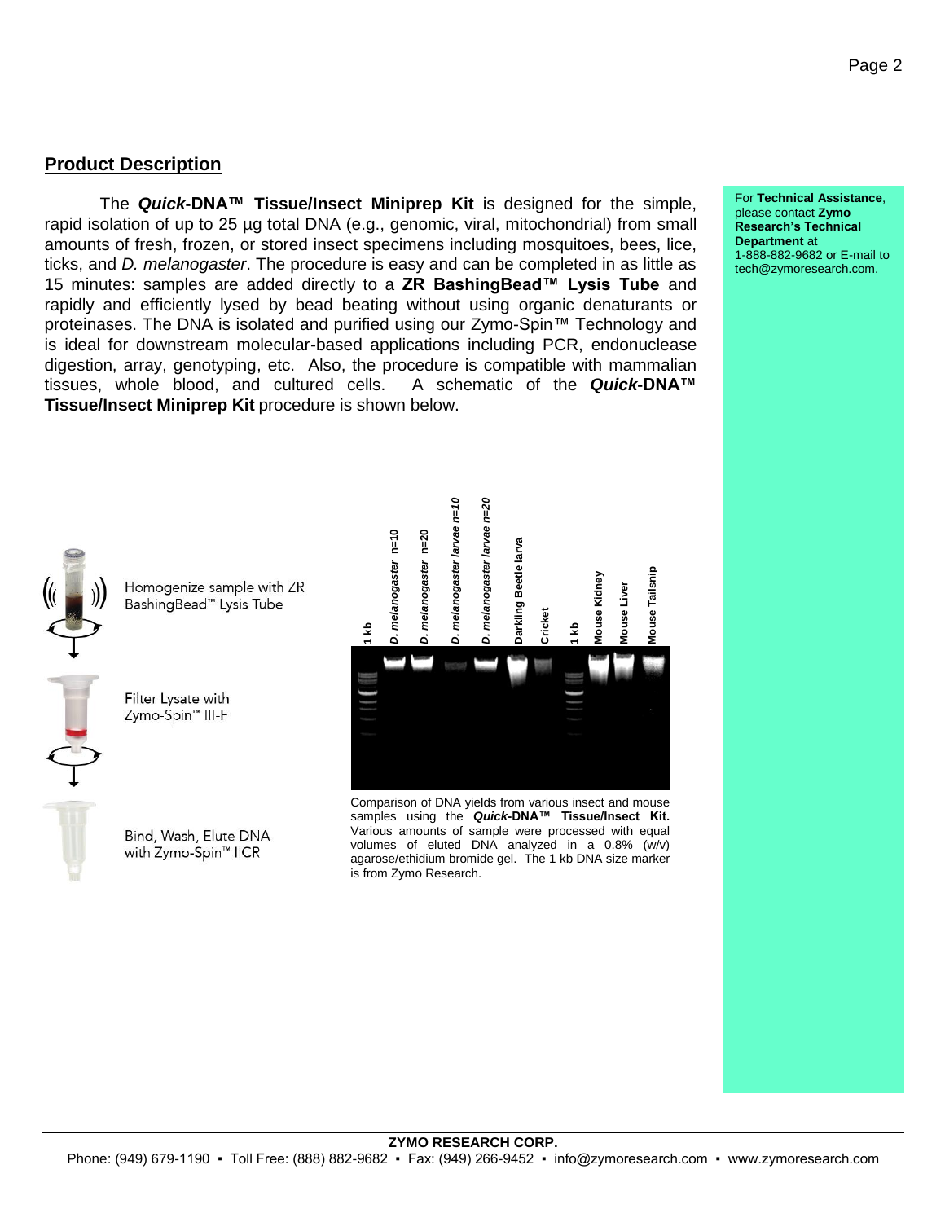## Product Description

The ***Quick*-DNA™ Tissue/Insect Miniprep Kit** is designed for the simple, rapid isolation of up to 25 µg total DNA (e.g., genomic, viral, mitochondrial) from small amounts of fresh, frozen, or stored insect specimens including mosquitoes, bees, lice, ticks, and *D. melanogaster*. The procedure is easy and can be completed in as little as 15 minutes: samples are added directly to a **ZR BashingBead™ Lysis Tube** and rapidly and efficiently lysed by bead beating without using organic denaturants or proteinases. The DNA is isolated and purified using our Zymo-Spin™ Technology and is ideal for downstream molecular-based applications including PCR, endonuclease digestion, array, genotyping, etc. Also, the procedure is compatible with mammalian tissues, whole blood, and cultured cells. A schematic of the ***Quick*-DNA™ Tissue/Insect Miniprep Kit** procedure is shown below.

For **Technical Assistance**, please contact **Zymo Research's Technical Department** at 1-888-882-9682 or E-mail to tech@zymoresearch.com.

Homogenize sample with ZR BashingBead™ Lysis Tube

Filter Lysate with Zymo-Spin™ III-F

Bind, Wash, Elute DNA with Zymo-Spin™ IICR

1 kb | *D. melanogaster* n=10 | *D. melanogaster* n=20 | *D. melanogaster larvae* n=10 | *D. melanogaster larvae* n=20 | Darkling Beetle larva | Cricket | 1 kb | Mouse Kidney | Mouse Liver | Mouse Tailsnip

Comparison of DNA yields from various insect and mouse samples using the ***Quick*-DNA™ Tissue/Insect Kit.** Various amounts of sample were processed with equal volumes of eluted DNA analyzed in a 0.8% (w/v) agarose/ethidium bromide gel. The 1 kb DNA size marker is from Zymo Research.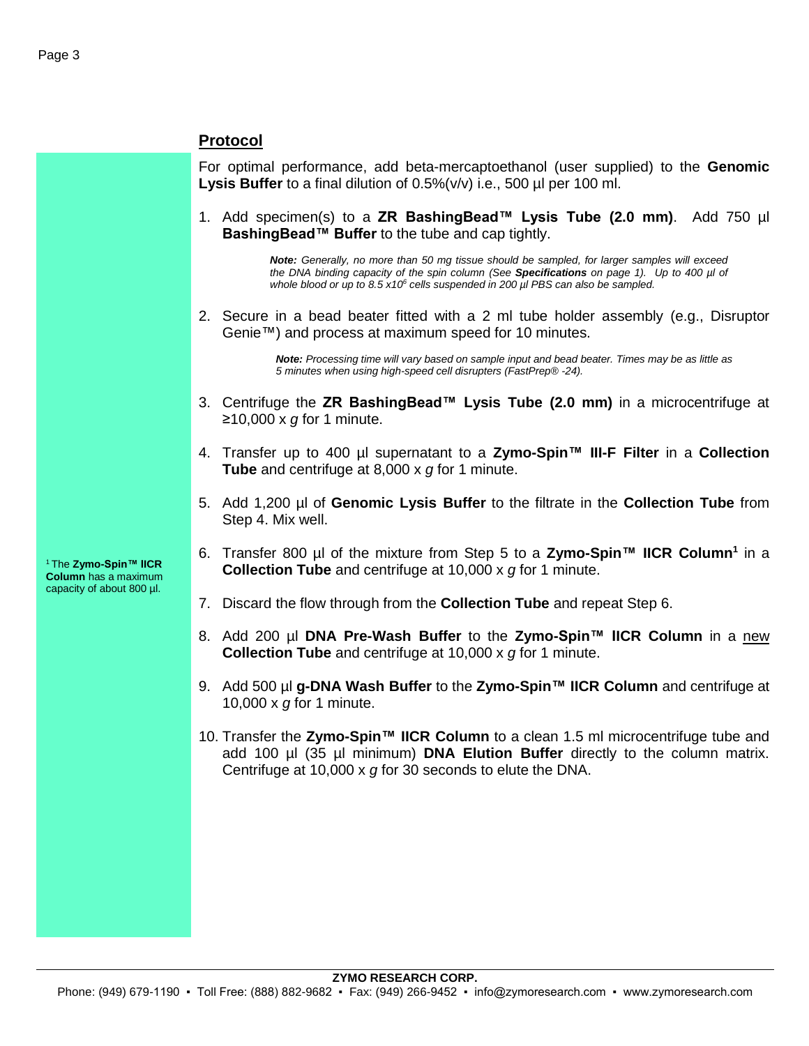## Protocol

For optimal performance, add beta-mercaptoethanol (user supplied) to the **Genomic Lysis Buffer** to a final dilution of 0.5%(v/v) i.e., 500 µl per 100 ml.

1. Add specimen(s) to a **ZR BashingBead™ Lysis Tube (2.0 mm)**. Add 750 µl **BashingBead™ Buffer** to the tube and cap tightly.

   ***Note:*** *Generally, no more than 50 mg tissue should be sampled, for larger samples will exceed the DNA binding capacity of the spin column (See* ***Specifications*** *on page 1). Up to 400 µl of whole blood or up to 8.5 x10$^6$ cells suspended in 200 µl PBS can also be sampled.*

2. Secure in a bead beater fitted with a 2 ml tube holder assembly (e.g., Disruptor Genie™) and process at maximum speed for 10 minutes.

   ***Note:*** *Processing time will vary based on sample input and bead beater. Times may be as little as 5 minutes when using high-speed cell disrupters (FastPrep® -24).*

3. Centrifuge the **ZR BashingBead™ Lysis Tube (2.0 mm)** in a microcentrifuge at ≥10,000 x *g* for 1 minute.

4. Transfer up to 400 µl supernatant to a **Zymo-Spin™ III-F Filter** in a **Collection Tube** and centrifuge at 8,000 x *g* for 1 minute.

5. Add 1,200 µl of **Genomic Lysis Buffer** to the filtrate in the **Collection Tube** from Step 4. Mix well.

6. Transfer 800 µl of the mixture from Step 5 to a **Zymo-Spin™ IICR Column**[1] in a **Collection Tube** and centrifuge at 10,000 x *g* for 1 minute.

7. Discard the flow through from the **Collection Tube** and repeat Step 6.

8. Add 200 µl **DNA Pre-Wash Buffer** to the **Zymo-Spin™ IICR Column** in a <u>new</u> **Collection Tube** and centrifuge at 10,000 x *g* for 1 minute.

9. Add 500 µl **g-DNA Wash Buffer** to the **Zymo-Spin™ IICR Column** and centrifuge at 10,000 x *g* for 1 minute.

10. Transfer the **Zymo-Spin™ IICR Column** to a clean 1.5 ml microcentrifuge tube and add 100 µl (35 µl minimum) **DNA Elution Buffer** directly to the column matrix. Centrifuge at 10,000 x *g* for 30 seconds to elute the DNA.

[1] The **Zymo-Spin™ IICR Column** has a maximum capacity of about 800 µl.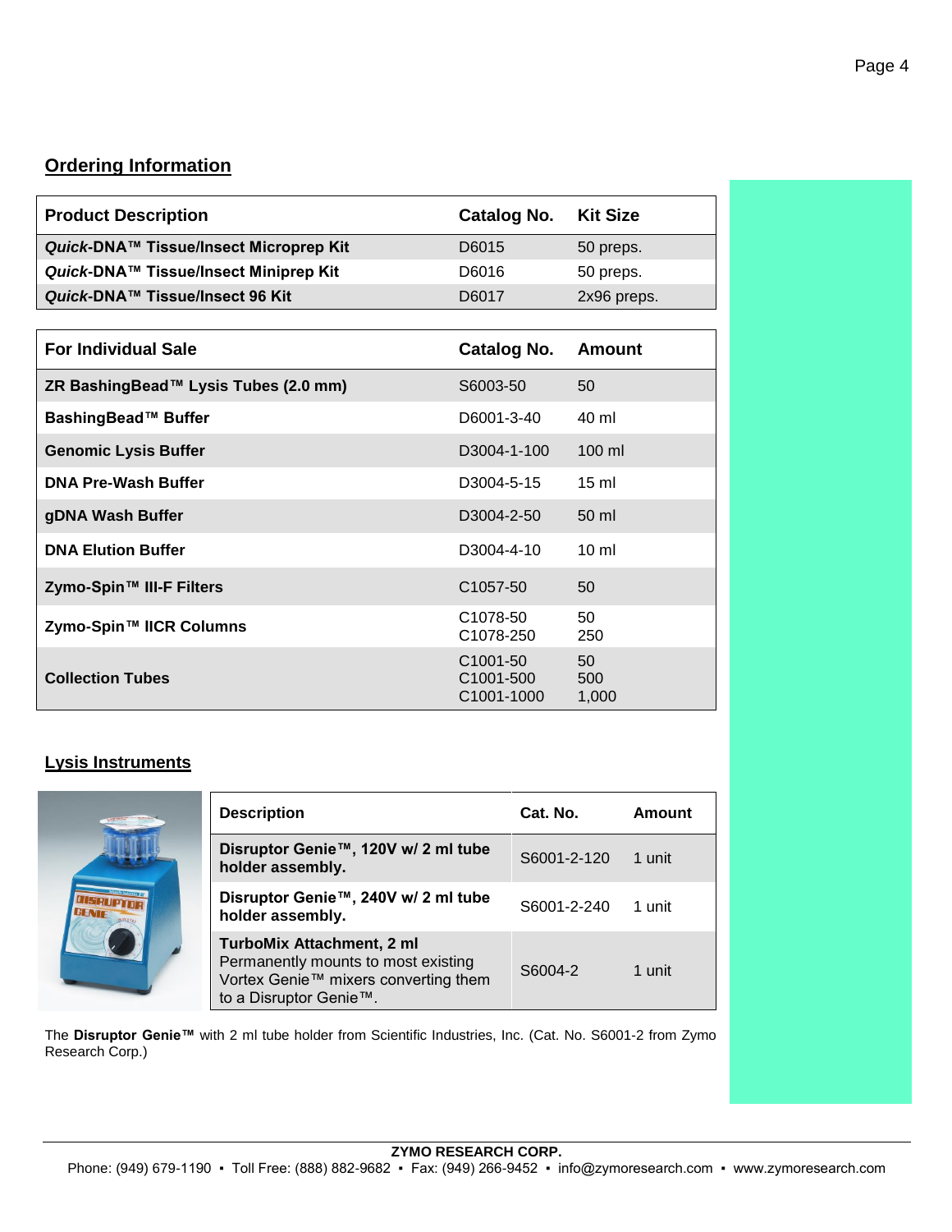## Ordering Information

| Product Description | Catalog No. | Kit Size |
|---|---|---|
| ***Quick*-DNA™ Tissue/Insect Microprep Kit** | D6015 | 50 preps. |
| ***Quick*-DNA™ Tissue/Insect Miniprep Kit** | D6016 | 50 preps. |
| ***Quick*-DNA™ Tissue/Insect 96 Kit** | D6017 | 2x96 preps. |

| For Individual Sale | Catalog No. | Amount |
|---|---|---|
| **ZR BashingBead™ Lysis Tubes (2.0 mm)** | S6003-50 | 50 |
| **BashingBead™ Buffer** | D6001-3-40 | 40 ml |
| **Genomic Lysis Buffer** | D3004-1-100 | 100 ml |
| **DNA Pre-Wash Buffer** | D3004-5-15 | 15 ml |
| **gDNA Wash Buffer** | D3004-2-50 | 50 ml |
| **DNA Elution Buffer** | D3004-4-10 | 10 ml |
| **Zymo-Spin™ III-F Filters** | C1057-50 | 50 |
| **Zymo-Spin™ IICR Columns** | C1078-50<br>C1078-250 | 50<br>250 |
| **Collection Tubes** | C1001-50<br>C1001-500<br>C1001-1000 | 50<br>500<br>1,000 |

## Lysis Instruments

| Description | Cat. No. | Amount |
|---|---|---|
| **Disruptor Genie™, 120V w/ 2 ml tube holder assembly.** | S6001-2-120 | 1 unit |
| **Disruptor Genie™, 240V w/ 2 ml tube holder assembly.** | S6001-2-240 | 1 unit |
| **TurboMix Attachment, 2 ml** Permanently mounts to most existing Vortex Genie™ mixers converting them to a Disruptor Genie™. | S6004-2 | 1 unit |

The **Disruptor Genie™** with 2 ml tube holder from Scientific Industries, Inc. (Cat. No. S6001-2 from Zymo Research Corp.)

**ZYMO RESEARCH CORP.**
Phone: (949) 679-1190 ▪ Toll Free: (888) 882-9682 ▪ Fax: (949) 266-9452 ▪ info@zymoresearch.com ▪ www.zymoresearch.com